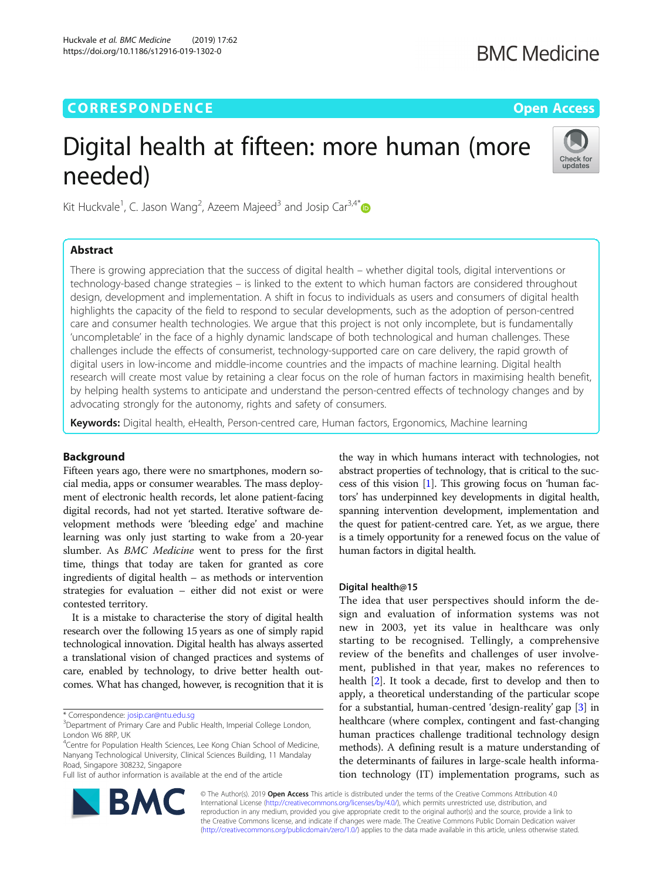CORRESPONDENCE

Open Access

# Digital health at fifteen: more human (more needed)

Kit Huckvale[1], C. Jason Wang[2], Azeem Majeed[3] and Josip Car[3,4*]

## Abstract

There is growing appreciation that the success of digital health – whether digital tools, digital interventions or technology-based change strategies – is linked to the extent to which human factors are considered throughout design, development and implementation. A shift in focus to individuals as users and consumers of digital health highlights the capacity of the field to respond to secular developments, such as the adoption of person-centred care and consumer health technologies. We argue that this project is not only incomplete, but is fundamentally 'uncompletable' in the face of a highly dynamic landscape of both technological and human challenges. These challenges include the effects of consumerist, technology-supported care on care delivery, the rapid growth of digital users in low-income and middle-income countries and the impacts of machine learning. Digital health research will create most value by retaining a clear focus on the role of human factors in maximising health benefit, by helping health systems to anticipate and understand the person-centred effects of technology changes and by advocating strongly for the autonomy, rights and safety of consumers.

**Keywords:** Digital health, eHealth, Person-centred care, Human factors, Ergonomics, Machine learning

## Background

Fifteen years ago, there were no smartphones, modern social media, apps or consumer wearables. The mass deployment of electronic health records, let alone patient-facing digital records, had not yet started. Iterative software development methods were 'bleeding edge' and machine learning was only just starting to wake from a 20-year slumber. As *BMC Medicine* went to press for the first time, things that today are taken for granted as core ingredients of digital health – as methods or intervention strategies for evaluation – either did not exist or were contested territory.

It is a mistake to characterise the story of digital health research over the following 15 years as one of simply rapid technological innovation. Digital health has always asserted a translational vision of changed practices and systems of care, enabled by technology, to drive better health outcomes. What has changed, however, is recognition that it is the way in which humans interact with technologies, not abstract properties of technology, that is critical to the success of this vision [1]. This growing focus on 'human factors' has underpinned key developments in digital health, spanning intervention development, implementation and the quest for patient-centred care. Yet, as we argue, there is a timely opportunity for a renewed focus on the value of human factors in digital health.

### Digital health@15

The idea that user perspectives should inform the design and evaluation of information systems was not new in 2003, yet its value in healthcare was only starting to be recognised. Tellingly, a comprehensive review of the benefits and challenges of user involvement, published in that year, makes no references to health [2]. It took a decade, first to develop and then to apply, a theoretical understanding of the particular scope for a substantial, human-centred 'design-reality' gap [3] in healthcare (where complex, contingent and fast-changing human practices challenge traditional technology design methods). A defining result is a mature understanding of the determinants of failures in large-scale health information technology (IT) implementation programs, such as

\* Correspondence: josip.car@ntu.edu.sg
[3]Department of Primary Care and Public Health, Imperial College London, London W6 8RP, UK
[4]Centre for Population Health Sciences, Lee Kong Chian School of Medicine, Nanyang Technological University, Clinical Sciences Building, 11 Mandalay Road, Singapore 308232, Singapore
Full list of author information is available at the end of the article

© The Author(s). 2019 **Open Access** This article is distributed under the terms of the Creative Commons Attribution 4.0 International License (http://creativecommons.org/licenses/by/4.0/), which permits unrestricted use, distribution, and reproduction in any medium, provided you give appropriate credit to the original author(s) and the source, provide a link to the Creative Commons license, and indicate if changes were made. The Creative Commons Public Domain Dedication waiver (http://creativecommons.org/publicdomain/zero/1.0/) applies to the data made available in this article, unless otherwise stated.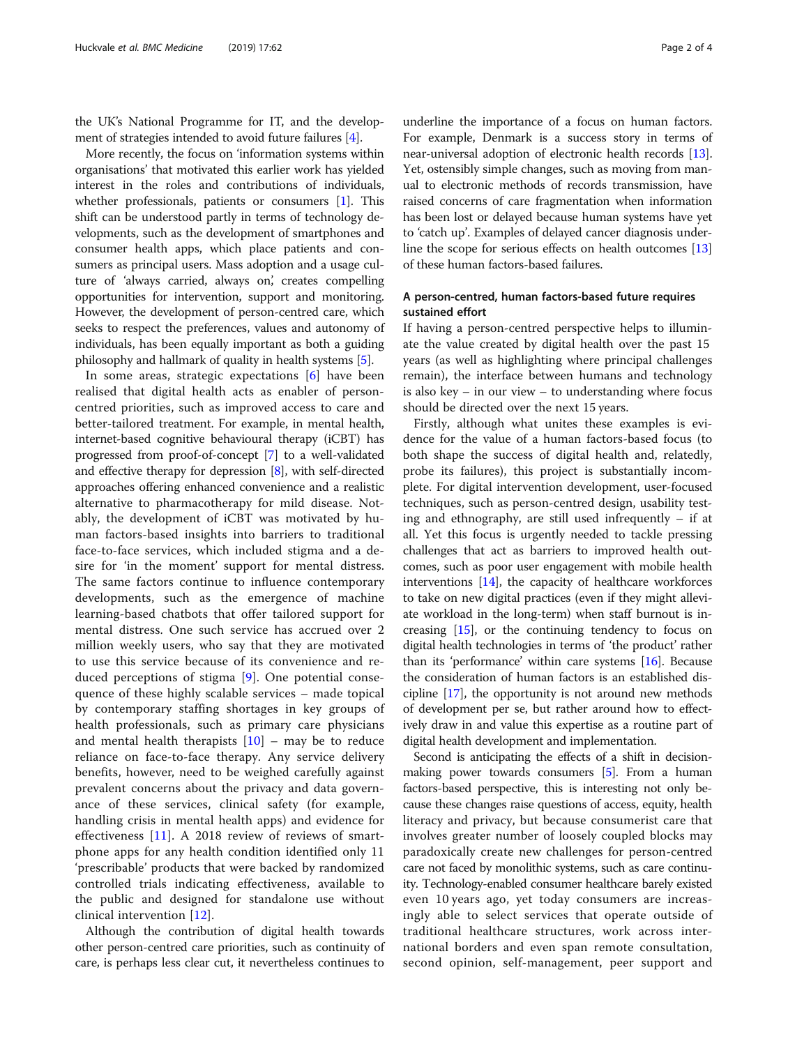the UK's National Programme for IT, and the development of strategies intended to avoid future failures [4].

More recently, the focus on 'information systems within organisations' that motivated this earlier work has yielded interest in the roles and contributions of individuals, whether professionals, patients or consumers [1]. This shift can be understood partly in terms of technology developments, such as the development of smartphones and consumer health apps, which place patients and consumers as principal users. Mass adoption and a usage culture of 'always carried, always on', creates compelling opportunities for intervention, support and monitoring. However, the development of person-centred care, which seeks to respect the preferences, values and autonomy of individuals, has been equally important as both a guiding philosophy and hallmark of quality in health systems [5].

In some areas, strategic expectations [6] have been realised that digital health acts as enabler of person-centred priorities, such as improved access to care and better-tailored treatment. For example, in mental health, internet-based cognitive behavioural therapy (iCBT) has progressed from proof-of-concept [7] to a well-validated and effective therapy for depression [8], with self-directed approaches offering enhanced convenience and a realistic alternative to pharmacotherapy for mild disease. Notably, the development of iCBT was motivated by human factors-based insights into barriers to traditional face-to-face services, which included stigma and a desire for 'in the moment' support for mental distress. The same factors continue to influence contemporary developments, such as the emergence of machine learning-based chatbots that offer tailored support for mental distress. One such service has accrued over 2 million weekly users, who say that they are motivated to use this service because of its convenience and reduced perceptions of stigma [9]. One potential consequence of these highly scalable services – made topical by contemporary staffing shortages in key groups of health professionals, such as primary care physicians and mental health therapists [10] – may be to reduce reliance on face-to-face therapy. Any service delivery benefits, however, need to be weighed carefully against prevalent concerns about the privacy and data governance of these services, clinical safety (for example, handling crisis in mental health apps) and evidence for effectiveness [11]. A 2018 review of reviews of smartphone apps for any health condition identified only 11 'prescribable' products that were backed by randomized controlled trials indicating effectiveness, available to the public and designed for standalone use without clinical intervention [12].

Although the contribution of digital health towards other person-centred care priorities, such as continuity of care, is perhaps less clear cut, it nevertheless continues to underline the importance of a focus on human factors. For example, Denmark is a success story in terms of near-universal adoption of electronic health records [13]. Yet, ostensibly simple changes, such as moving from manual to electronic methods of records transmission, have raised concerns of care fragmentation when information has been lost or delayed because human systems have yet to 'catch up'. Examples of delayed cancer diagnosis underline the scope for serious effects on health outcomes [13] of these human factors-based failures.

## A person-centred, human factors-based future requires sustained effort

If having a person-centred perspective helps to illuminate the value created by digital health over the past 15 years (as well as highlighting where principal challenges remain), the interface between humans and technology is also key – in our view – to understanding where focus should be directed over the next 15 years.

Firstly, although what unites these examples is evidence for the value of a human factors-based focus (to both shape the success of digital health and, relatedly, probe its failures), this project is substantially incomplete. For digital intervention development, user-focused techniques, such as person-centred design, usability testing and ethnography, are still used infrequently – if at all. Yet this focus is urgently needed to tackle pressing challenges that act as barriers to improved health outcomes, such as poor user engagement with mobile health interventions [14], the capacity of healthcare workforces to take on new digital practices (even if they might alleviate workload in the long-term) when staff burnout is increasing [15], or the continuing tendency to focus on digital health technologies in terms of 'the product' rather than its 'performance' within care systems [16]. Because the consideration of human factors is an established discipline [17], the opportunity is not around new methods of development per se, but rather around how to effectively draw in and value this expertise as a routine part of digital health development and implementation.

Second is anticipating the effects of a shift in decision-making power towards consumers [5]. From a human factors-based perspective, this is interesting not only because these changes raise questions of access, equity, health literacy and privacy, but because consumerist care that involves greater number of loosely coupled blocks may paradoxically create new challenges for person-centred care not faced by monolithic systems, such as care continuity. Technology-enabled consumer healthcare barely existed even 10 years ago, yet today consumers are increasingly able to select services that operate outside of traditional healthcare structures, work across international borders and even span remote consultation, second opinion, self-management, peer support and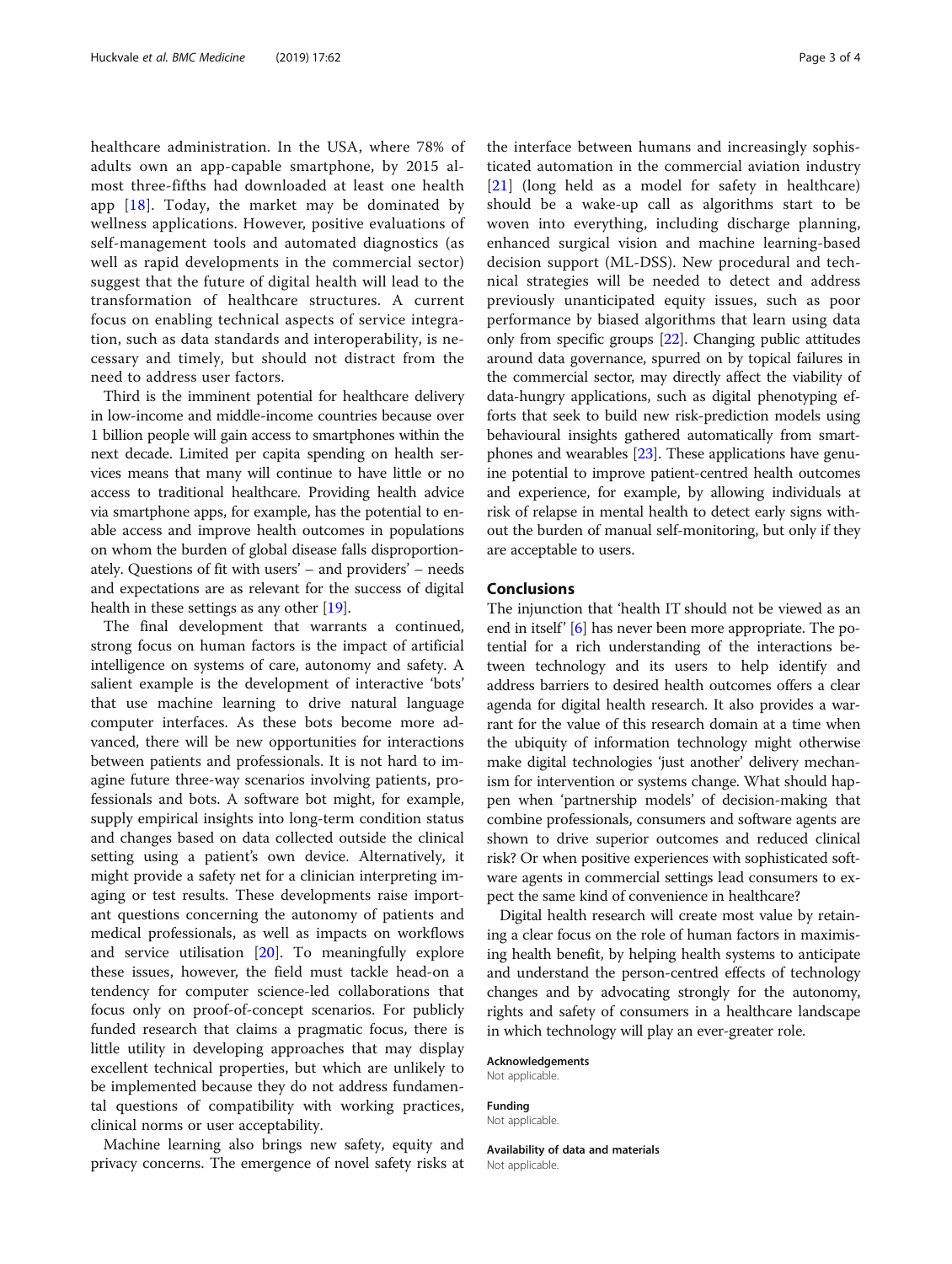healthcare administration. In the USA, where 78% of adults own an app-capable smartphone, by 2015 almost three-fifths had downloaded at least one health app [18]. Today, the market may be dominated by wellness applications. However, positive evaluations of self-management tools and automated diagnostics (as well as rapid developments in the commercial sector) suggest that the future of digital health will lead to the transformation of healthcare structures. A current focus on enabling technical aspects of service integration, such as data standards and interoperability, is necessary and timely, but should not distract from the need to address user factors.

Third is the imminent potential for healthcare delivery in low-income and middle-income countries because over 1 billion people will gain access to smartphones within the next decade. Limited per capita spending on health services means that many will continue to have little or no access to traditional healthcare. Providing health advice via smartphone apps, for example, has the potential to enable access and improve health outcomes in populations on whom the burden of global disease falls disproportionately. Questions of fit with users' – and providers' – needs and expectations are as relevant for the success of digital health in these settings as any other [19].

The final development that warrants a continued, strong focus on human factors is the impact of artificial intelligence on systems of care, autonomy and safety. A salient example is the development of interactive 'bots' that use machine learning to drive natural language computer interfaces. As these bots become more advanced, there will be new opportunities for interactions between patients and professionals. It is not hard to imagine future three-way scenarios involving patients, professionals and bots. A software bot might, for example, supply empirical insights into long-term condition status and changes based on data collected outside the clinical setting using a patient's own device. Alternatively, it might provide a safety net for a clinician interpreting imaging or test results. These developments raise important questions concerning the autonomy of patients and medical professionals, as well as impacts on workflows and service utilisation [20]. To meaningfully explore these issues, however, the field must tackle head-on a tendency for computer science-led collaborations that focus only on proof-of-concept scenarios. For publicly funded research that claims a pragmatic focus, there is little utility in developing approaches that may display excellent technical properties, but which are unlikely to be implemented because they do not address fundamental questions of compatibility with working practices, clinical norms or user acceptability.

Machine learning also brings new safety, equity and privacy concerns. The emergence of novel safety risks at the interface between humans and increasingly sophisticated automation in the commercial aviation industry [21] (long held as a model for safety in healthcare) should be a wake-up call as algorithms start to be woven into everything, including discharge planning, enhanced surgical vision and machine learning-based decision support (ML-DSS). New procedural and technical strategies will be needed to detect and address previously unanticipated equity issues, such as poor performance by biased algorithms that learn using data only from specific groups [22]. Changing public attitudes around data governance, spurred on by topical failures in the commercial sector, may directly affect the viability of data-hungry applications, such as digital phenotyping efforts that seek to build new risk-prediction models using behavioural insights gathered automatically from smartphones and wearables [23]. These applications have genuine potential to improve patient-centred health outcomes and experience, for example, by allowing individuals at risk of relapse in mental health to detect early signs without the burden of manual self-monitoring, but only if they are acceptable to users.

## Conclusions

The injunction that 'health IT should not be viewed as an end in itself' [6] has never been more appropriate. The potential for a rich understanding of the interactions between technology and its users to help identify and address barriers to desired health outcomes offers a clear agenda for digital health research. It also provides a warrant for the value of this research domain at a time when the ubiquity of information technology might otherwise make digital technologies 'just another' delivery mechanism for intervention or systems change. What should happen when 'partnership models' of decision-making that combine professionals, consumers and software agents are shown to drive superior outcomes and reduced clinical risk? Or when positive experiences with sophisticated software agents in commercial settings lead consumers to expect the same kind of convenience in healthcare?

Digital health research will create most value by retaining a clear focus on the role of human factors in maximising health benefit, by helping health systems to anticipate and understand the person-centred effects of technology changes and by advocating strongly for the autonomy, rights and safety of consumers in a healthcare landscape in which technology will play an ever-greater role.

### Acknowledgements
Not applicable.

### Funding
Not applicable.

### Availability of data and materials
Not applicable.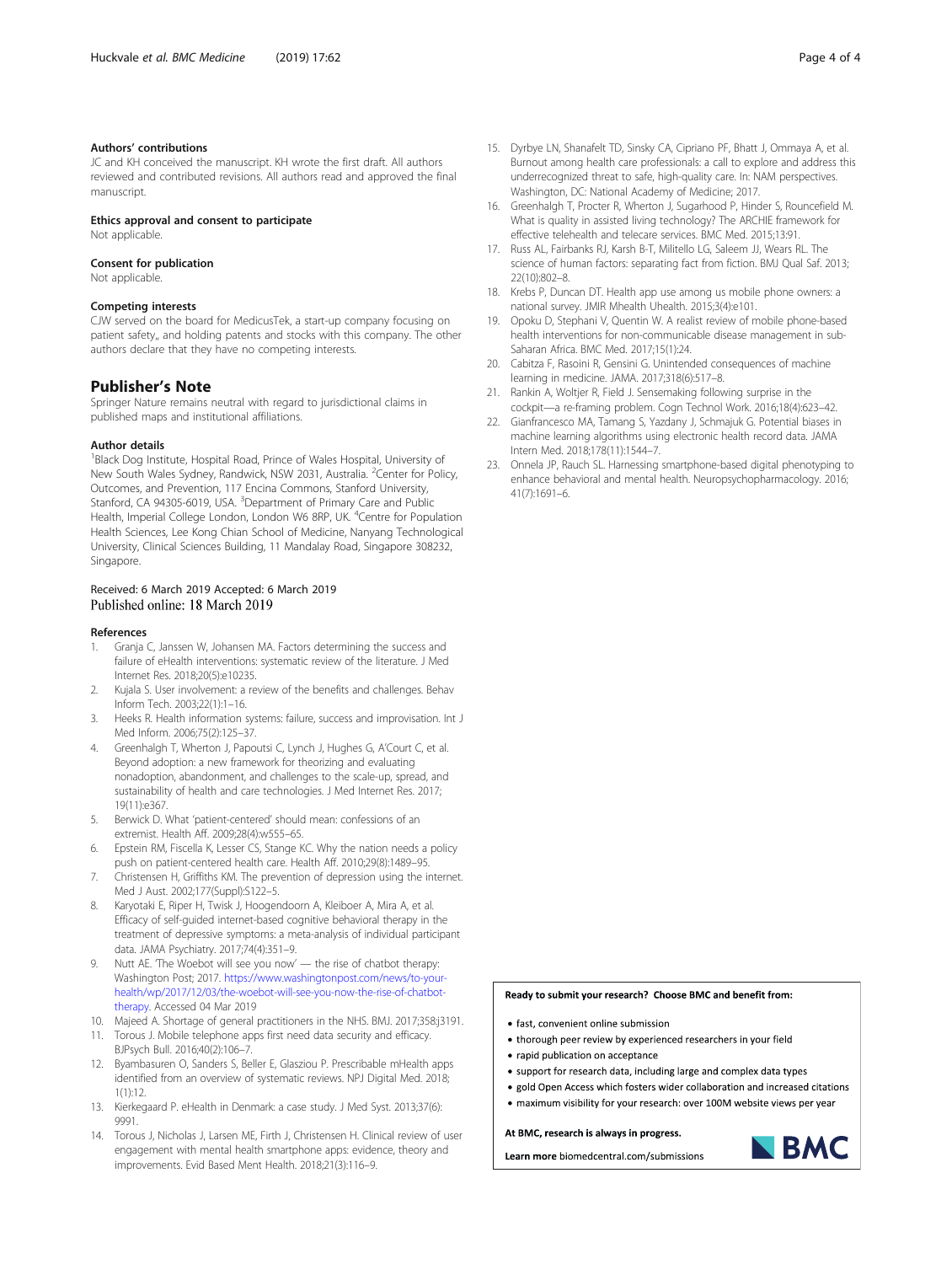### Authors' contributions

JC and KH conceived the manuscript. KH wrote the first draft. All authors reviewed and contributed revisions. All authors read and approved the final manuscript.

### Ethics approval and consent to participate

Not applicable.

### Consent for publication

Not applicable.

### Competing interests

CJW served on the board for MedicusTek, a start-up company focusing on patient safety,, and holding patents and stocks with this company. The other authors declare that they have no competing interests.

## Publisher's Note

Springer Nature remains neutral with regard to jurisdictional claims in published maps and institutional affiliations.

### Author details

[1]Black Dog Institute, Hospital Road, Prince of Wales Hospital, University of New South Wales Sydney, Randwick, NSW 2031, Australia. [2]Center for Policy, Outcomes, and Prevention, 117 Encina Commons, Stanford University, Stanford, CA 94305-6019, USA. [3]Department of Primary Care and Public Health, Imperial College London, London W6 8RP, UK. [4]Centre for Population Health Sciences, Lee Kong Chian School of Medicine, Nanyang Technological University, Clinical Sciences Building, 11 Mandalay Road, Singapore 308232, Singapore.

Received: 6 March 2019 Accepted: 6 March 2019
Published online: 18 March 2019

### References

1. Granja C, Janssen W, Johansen MA. Factors determining the success and failure of eHealth interventions: systematic review of the literature. J Med Internet Res. 2018;20(5):e10235.
2. Kujala S. User involvement: a review of the benefits and challenges. Behav Inform Tech. 2003;22(1):1–16.
3. Heeks R. Health information systems: failure, success and improvisation. Int J Med Inform. 2006;75(2):125–37.
4. Greenhalgh T, Wherton J, Papoutsi C, Lynch J, Hughes G, A'Court C, et al. Beyond adoption: a new framework for theorizing and evaluating nonadoption, abandonment, and challenges to the scale-up, spread, and sustainability of health and care technologies. J Med Internet Res. 2017;19(11):e367.
5. Berwick D. What 'patient-centered' should mean: confessions of an extremist. Health Aff. 2009;28(4):w555–65.
6. Epstein RM, Fiscella K, Lesser CS, Stange KC. Why the nation needs a policy push on patient-centered health care. Health Aff. 2010;29(8):1489–95.
7. Christensen H, Griffiths KM. The prevention of depression using the internet. Med J Aust. 2002;177(Suppl):S122–5.
8. Karyotaki E, Riper H, Twisk J, Hoogendoorn A, Kleiboer A, Mira A, et al. Efficacy of self-guided internet-based cognitive behavioral therapy in the treatment of depressive symptoms: a meta-analysis of individual participant data. JAMA Psychiatry. 2017;74(4):351–9.
9. Nutt AE. 'The Woebot will see you now' — the rise of chatbot therapy: Washington Post; 2017. https://www.washingtonpost.com/news/to-your-health/wp/2017/12/03/the-woebot-will-see-you-now-the-rise-of-chatbot-therapy. Accessed 04 Mar 2019
10. Majeed A. Shortage of general practitioners in the NHS. BMJ. 2017;358:j3191.
11. Torous J. Mobile telephone apps first need data security and efficacy. BJPsych Bull. 2016;40(2):106–7.
12. Byambasuren O, Sanders S, Beller E, Glasziou P. Prescribable mHealth apps identified from an overview of systematic reviews. NPJ Digital Med. 2018;1(1):12.
13. Kierkegaard P. eHealth in Denmark: a case study. J Med Syst. 2013;37(6):9991.
14. Torous J, Nicholas J, Larsen ME, Firth J, Christensen H. Clinical review of user engagement with mental health smartphone apps: evidence, theory and improvements. Evid Based Ment Health. 2018;21(3):116–9.
15. Dyrbye LN, Shanafelt TD, Sinsky CA, Cipriano PF, Bhatt J, Ommaya A, et al. Burnout among health care professionals: a call to explore and address this underrecognized threat to safe, high-quality care. In: NAM perspectives. Washington, DC: National Academy of Medicine; 2017.
16. Greenhalgh T, Procter R, Wherton J, Sugarhood P, Hinder S, Rouncefield M. What is quality in assisted living technology? The ARCHIE framework for effective telehealth and telecare services. BMC Med. 2015;13:91.
17. Russ AL, Fairbanks RJ, Karsh B-T, Militello LG, Saleem JJ, Wears RL. The science of human factors: separating fact from fiction. BMJ Qual Saf. 2013;22(10):802–8.
18. Krebs P, Duncan DT. Health app use among us mobile phone owners: a national survey. JMIR Mhealth Uhealth. 2015;3(4):e101.
19. Opoku D, Stephani V, Quentin W. A realist review of mobile phone-based health interventions for non-communicable disease management in sub-Saharan Africa. BMC Med. 2017;15(1):24.
20. Cabitza F, Rasoini R, Gensini G. Unintended consequences of machine learning in medicine. JAMA. 2017;318(6):517–8.
21. Rankin A, Woltjer R, Field J. Sensemaking following surprise in the cockpit—a re-framing problem. Cogn Technol Work. 2016;18(4):623–42.
22. Gianfrancesco MA, Tamang S, Yazdany J, Schmajuk G. Potential biases in machine learning algorithms using electronic health record data. JAMA Intern Med. 2018;178(11):1544–7.
23. Onnela JP, Rauch SL. Harnessing smartphone-based digital phenotyping to enhance behavioral and mental health. Neuropsychopharmacology. 2016;41(7):1691–6.

**Ready to submit your research? Choose BMC and benefit from:**

- fast, convenient online submission
- thorough peer review by experienced researchers in your field
- rapid publication on acceptance
- support for research data, including large and complex data types
- gold Open Access which fosters wider collaboration and increased citations
- maximum visibility for your research: over 100M website views per year

**At BMC, research is always in progress.**

**Learn more** biomedcentral.com/submissions

BMC